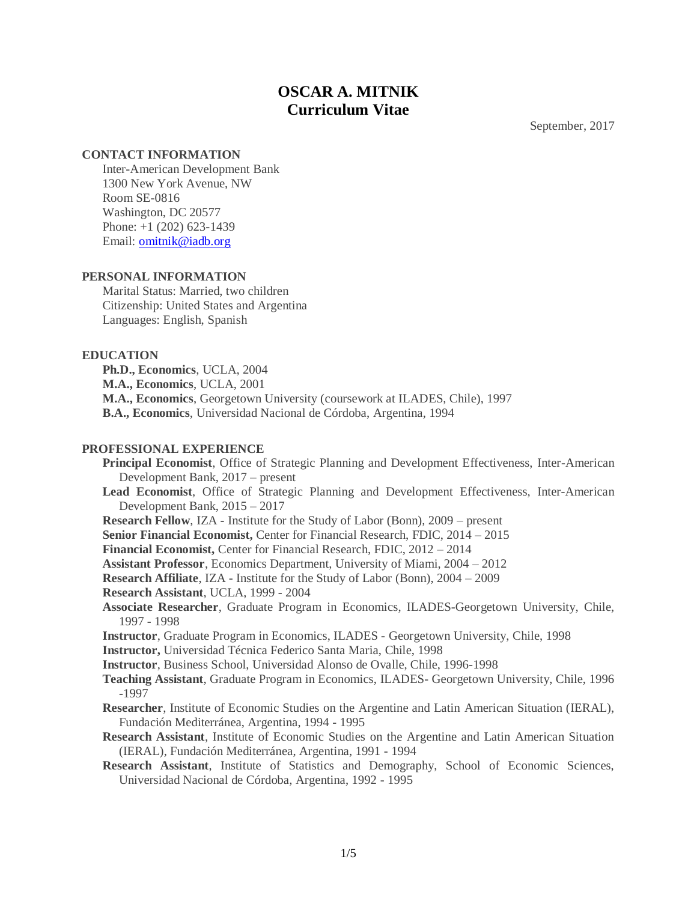# OSCAR A. MITNIK
## Curriculum Vitae

September, 2017

### CONTACT INFORMATION

Inter-American Development Bank
1300 New York Avenue, NW
Room SE-0816
Washington, DC 20577
Phone: +1 (202) 623-1439
Email: omitnik@iadb.org

### PERSONAL INFORMATION

Marital Status: Married, two children
Citizenship: United States and Argentina
Languages: English, Spanish

### EDUCATION

**Ph.D., Economics**, UCLA, 2004
**M.A., Economics**, UCLA, 2001
**M.A., Economics**, Georgetown University (coursework at ILADES, Chile), 1997
**B.A., Economics**, Universidad Nacional de Córdoba, Argentina, 1994

### PROFESSIONAL EXPERIENCE

**Principal Economist**, Office of Strategic Planning and Development Effectiveness, Inter-American Development Bank, 2017 – present
**Lead Economist**, Office of Strategic Planning and Development Effectiveness, Inter-American Development Bank, 2015 – 2017
**Research Fellow**, IZA - Institute for the Study of Labor (Bonn), 2009 – present
**Senior Financial Economist,** Center for Financial Research, FDIC, 2014 – 2015
**Financial Economist,** Center for Financial Research, FDIC, 2012 – 2014
**Assistant Professor**, Economics Department, University of Miami, 2004 – 2012
**Research Affiliate**, IZA - Institute for the Study of Labor (Bonn), 2004 – 2009
**Research Assistant**, UCLA, 1999 - 2004
**Associate Researcher**, Graduate Program in Economics, ILADES-Georgetown University, Chile, 1997 - 1998
**Instructor**, Graduate Program in Economics, ILADES - Georgetown University, Chile, 1998
**Instructor,** Universidad Técnica Federico Santa Maria, Chile, 1998
**Instructor**, Business School, Universidad Alonso de Ovalle, Chile, 1996-1998
**Teaching Assistant**, Graduate Program in Economics, ILADES- Georgetown University, Chile, 1996 -1997
**Researcher**, Institute of Economic Studies on the Argentine and Latin American Situation (IERAL), Fundación Mediterránea, Argentina, 1994 - 1995
**Research Assistant**, Institute of Economic Studies on the Argentine and Latin American Situation (IERAL), Fundación Mediterránea, Argentina, 1991 - 1994
**Research Assistant**, Institute of Statistics and Demography, School of Economic Sciences, Universidad Nacional de Córdoba, Argentina, 1992 - 1995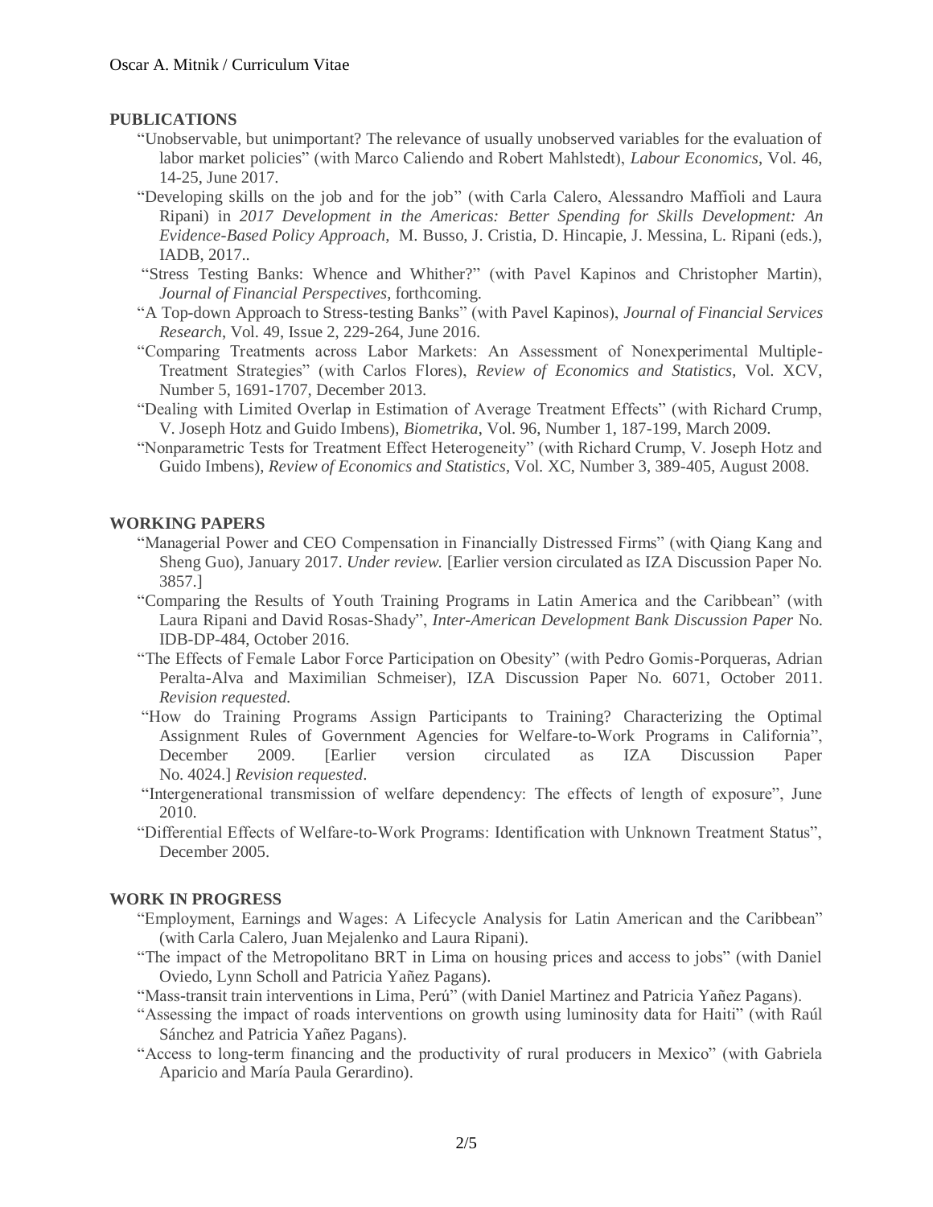## PUBLICATIONS

- "Unobservable, but unimportant? The relevance of usually unobserved variables for the evaluation of labor market policies" (with Marco Caliendo and Robert Mahlstedt), *Labour Economics*, Vol. 46, 14-25, June 2017.
- "Developing skills on the job and for the job" (with Carla Calero, Alessandro Maffioli and Laura Ripani) in *2017 Development in the Americas: Better Spending for Skills Development: An Evidence-Based Policy Approach*, M. Busso, J. Cristia, D. Hincapie, J. Messina, L. Ripani (eds.), IADB, 2017..
- "Stress Testing Banks: Whence and Whither?" (with Pavel Kapinos and Christopher Martin), *Journal of Financial Perspectives*, forthcoming.
- "A Top-down Approach to Stress-testing Banks" (with Pavel Kapinos), *Journal of Financial Services Research*, Vol. 49, Issue 2, 229-264, June 2016.
- "Comparing Treatments across Labor Markets: An Assessment of Nonexperimental Multiple-Treatment Strategies" (with Carlos Flores), *Review of Economics and Statistics*, Vol. XCV, Number 5, 1691-1707, December 2013.
- "Dealing with Limited Overlap in Estimation of Average Treatment Effects" (with Richard Crump, V. Joseph Hotz and Guido Imbens), *Biometrika*, Vol. 96, Number 1, 187-199, March 2009.
- "Nonparametric Tests for Treatment Effect Heterogeneity" (with Richard Crump, V. Joseph Hotz and Guido Imbens), *Review of Economics and Statistics*, Vol. XC, Number 3, 389-405, August 2008.

## WORKING PAPERS

- "Managerial Power and CEO Compensation in Financially Distressed Firms" (with Qiang Kang and Sheng Guo), January 2017. *Under review.* [Earlier version circulated as IZA Discussion Paper No. 3857.]
- "Comparing the Results of Youth Training Programs in Latin America and the Caribbean" (with Laura Ripani and David Rosas-Shady", *Inter-American Development Bank Discussion Paper* No. IDB-DP-484, October 2016.
- "The Effects of Female Labor Force Participation on Obesity" (with Pedro Gomis-Porqueras, Adrian Peralta-Alva and Maximilian Schmeiser), IZA Discussion Paper No. 6071, October 2011. *Revision requested.*
- "How do Training Programs Assign Participants to Training? Characterizing the Optimal Assignment Rules of Government Agencies for Welfare-to-Work Programs in California", December 2009. [Earlier version circulated as IZA Discussion Paper No. 4024.] *Revision requested*.
- "Intergenerational transmission of welfare dependency: The effects of length of exposure", June 2010.
- "Differential Effects of Welfare-to-Work Programs: Identification with Unknown Treatment Status", December 2005.

## WORK IN PROGRESS

- "Employment, Earnings and Wages: A Lifecycle Analysis for Latin American and the Caribbean" (with Carla Calero, Juan Mejalenko and Laura Ripani).
- "The impact of the Metropolitano BRT in Lima on housing prices and access to jobs" (with Daniel Oviedo, Lynn Scholl and Patricia Yañez Pagans).
- "Mass-transit train interventions in Lima, Perú" (with Daniel Martinez and Patricia Yañez Pagans).
- "Assessing the impact of roads interventions on growth using luminosity data for Haiti" (with Raúl Sánchez and Patricia Yañez Pagans).
- "Access to long-term financing and the productivity of rural producers in Mexico" (with Gabriela Aparicio and María Paula Gerardino).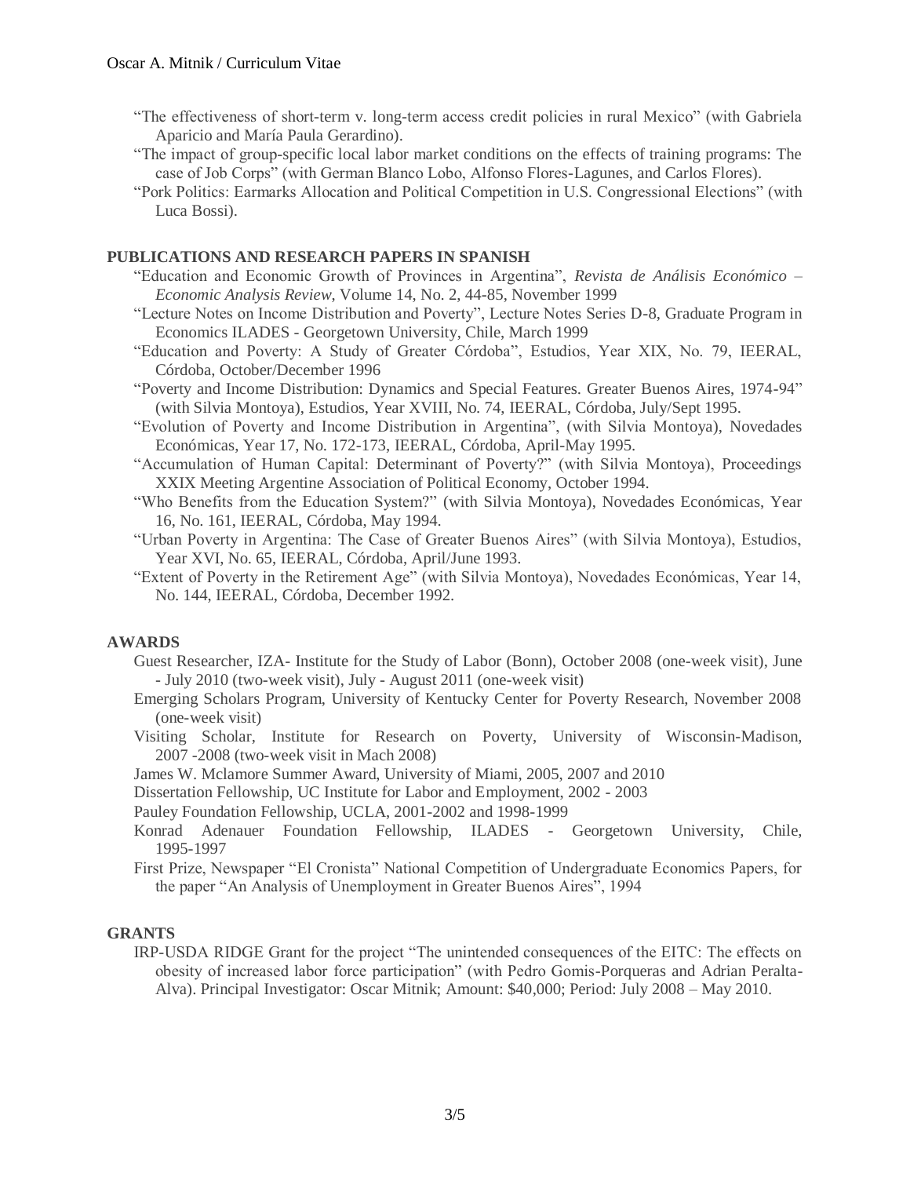"The effectiveness of short-term v. long-term access credit policies in rural Mexico" (with Gabriela Aparicio and María Paula Gerardino).

"The impact of group-specific local labor market conditions on the effects of training programs: The case of Job Corps" (with German Blanco Lobo, Alfonso Flores-Lagunes, and Carlos Flores).

"Pork Politics: Earmarks Allocation and Political Competition in U.S. Congressional Elections" (with Luca Bossi).

## PUBLICATIONS AND RESEARCH PAPERS IN SPANISH

"Education and Economic Growth of Provinces in Argentina", *Revista de Análisis Económico – Economic Analysis Review*, Volume 14, No. 2, 44-85, November 1999

"Lecture Notes on Income Distribution and Poverty", Lecture Notes Series D-8, Graduate Program in Economics ILADES - Georgetown University, Chile, March 1999

"Education and Poverty: A Study of Greater Córdoba", Estudios, Year XIX, No. 79, IEERAL, Córdoba, October/December 1996

"Poverty and Income Distribution: Dynamics and Special Features. Greater Buenos Aires, 1974-94" (with Silvia Montoya), Estudios, Year XVIII, No. 74, IEERAL, Córdoba, July/Sept 1995.

"Evolution of Poverty and Income Distribution in Argentina", (with Silvia Montoya), Novedades Económicas, Year 17, No. 172-173, IEERAL, Córdoba, April-May 1995.

"Accumulation of Human Capital: Determinant of Poverty?" (with Silvia Montoya), Proceedings XXIX Meeting Argentine Association of Political Economy, October 1994.

"Who Benefits from the Education System?" (with Silvia Montoya), Novedades Económicas, Year 16, No. 161, IEERAL, Córdoba, May 1994.

"Urban Poverty in Argentina: The Case of Greater Buenos Aires" (with Silvia Montoya), Estudios, Year XVI, No. 65, IEERAL, Córdoba, April/June 1993.

"Extent of Poverty in the Retirement Age" (with Silvia Montoya), Novedades Económicas, Year 14, No. 144, IEERAL, Córdoba, December 1992.

## AWARDS

Guest Researcher, IZA- Institute for the Study of Labor (Bonn), October 2008 (one-week visit), June - July 2010 (two-week visit), July - August 2011 (one-week visit)

Emerging Scholars Program, University of Kentucky Center for Poverty Research, November 2008 (one-week visit)

Visiting Scholar, Institute for Research on Poverty, University of Wisconsin-Madison, 2007 -2008 (two-week visit in Mach 2008)

James W. Mclamore Summer Award, University of Miami, 2005, 2007 and 2010

Dissertation Fellowship, UC Institute for Labor and Employment, 2002 - 2003

Pauley Foundation Fellowship, UCLA, 2001-2002 and 1998-1999

Konrad Adenauer Foundation Fellowship, ILADES - Georgetown University, Chile, 1995-1997

First Prize, Newspaper "El Cronista" National Competition of Undergraduate Economics Papers, for the paper "An Analysis of Unemployment in Greater Buenos Aires", 1994

## GRANTS

IRP-USDA RIDGE Grant for the project "The unintended consequences of the EITC: The effects on obesity of increased labor force participation" (with Pedro Gomis-Porqueras and Adrian Peralta-Alva). Principal Investigator: Oscar Mitnik; Amount: $40,000; Period: July 2008 – May 2010.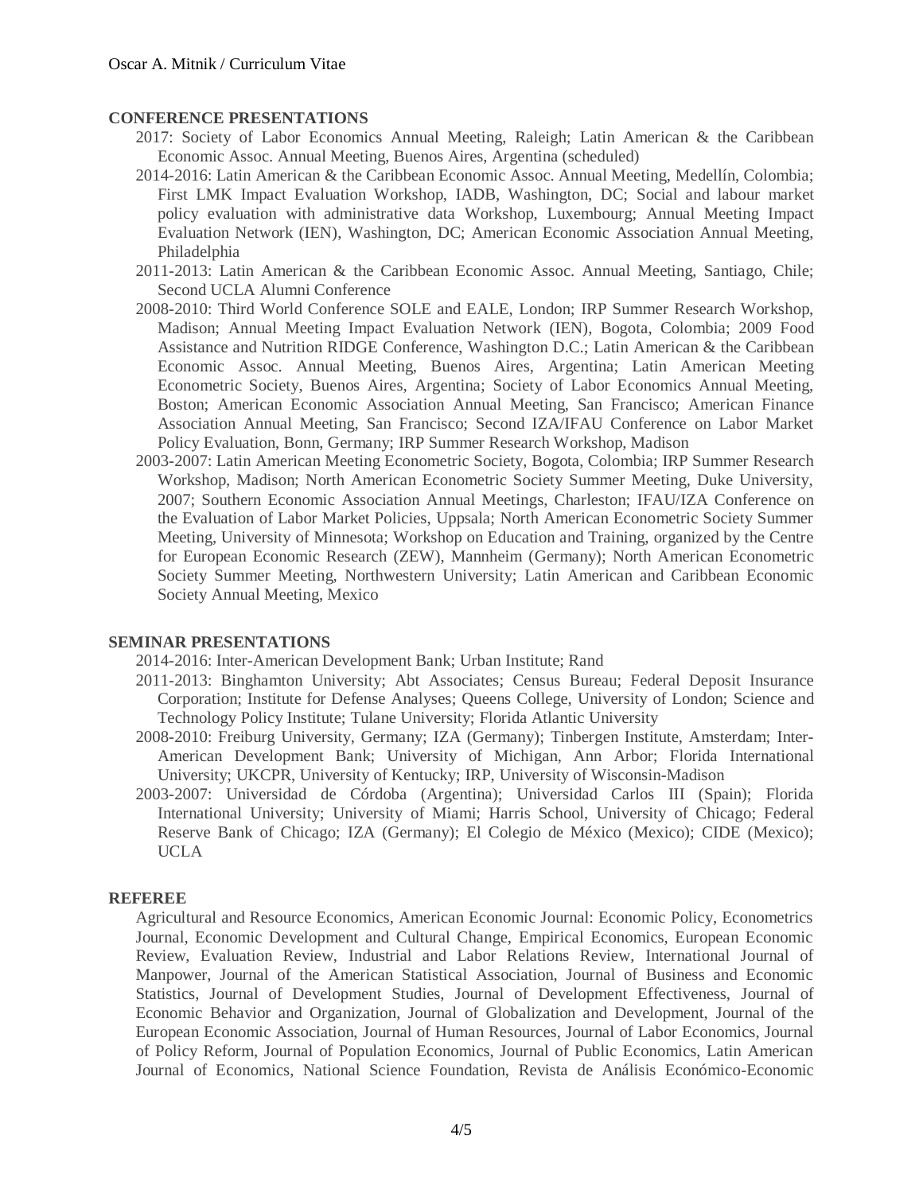## CONFERENCE PRESENTATIONS

- 2017: Society of Labor Economics Annual Meeting, Raleigh; Latin American & the Caribbean Economic Assoc. Annual Meeting, Buenos Aires, Argentina (scheduled)
- 2014-2016: Latin American & the Caribbean Economic Assoc. Annual Meeting, Medellín, Colombia; First LMK Impact Evaluation Workshop, IADB, Washington, DC; Social and labour market policy evaluation with administrative data Workshop, Luxembourg; Annual Meeting Impact Evaluation Network (IEN), Washington, DC; American Economic Association Annual Meeting, Philadelphia
- 2011-2013: Latin American & the Caribbean Economic Assoc. Annual Meeting, Santiago, Chile; Second UCLA Alumni Conference
- 2008-2010: Third World Conference SOLE and EALE, London; IRP Summer Research Workshop, Madison; Annual Meeting Impact Evaluation Network (IEN), Bogota, Colombia; 2009 Food Assistance and Nutrition RIDGE Conference, Washington D.C.; Latin American & the Caribbean Economic Assoc. Annual Meeting, Buenos Aires, Argentina; Latin American Meeting Econometric Society, Buenos Aires, Argentina; Society of Labor Economics Annual Meeting, Boston; American Economic Association Annual Meeting, San Francisco; American Finance Association Annual Meeting, San Francisco; Second IZA/IFAU Conference on Labor Market Policy Evaluation, Bonn, Germany; IRP Summer Research Workshop, Madison
- 2003-2007: Latin American Meeting Econometric Society, Bogota, Colombia; IRP Summer Research Workshop, Madison; North American Econometric Society Summer Meeting, Duke University, 2007; Southern Economic Association Annual Meetings, Charleston; IFAU/IZA Conference on the Evaluation of Labor Market Policies, Uppsala; North American Econometric Society Summer Meeting, University of Minnesota; Workshop on Education and Training, organized by the Centre for European Economic Research (ZEW), Mannheim (Germany); North American Econometric Society Summer Meeting, Northwestern University; Latin American and Caribbean Economic Society Annual Meeting, Mexico

## SEMINAR PRESENTATIONS

- 2014-2016: Inter-American Development Bank; Urban Institute; Rand
- 2011-2013: Binghamton University; Abt Associates; Census Bureau; Federal Deposit Insurance Corporation; Institute for Defense Analyses; Queens College, University of London; Science and Technology Policy Institute; Tulane University; Florida Atlantic University
- 2008-2010: Freiburg University, Germany; IZA (Germany); Tinbergen Institute, Amsterdam; Inter-American Development Bank; University of Michigan, Ann Arbor; Florida International University; UKCPR, University of Kentucky; IRP, University of Wisconsin-Madison
- 2003-2007: Universidad de Córdoba (Argentina); Universidad Carlos III (Spain); Florida International University; University of Miami; Harris School, University of Chicago; Federal Reserve Bank of Chicago; IZA (Germany); El Colegio de México (Mexico); CIDE (Mexico); UCLA

## REFEREE

Agricultural and Resource Economics, American Economic Journal: Economic Policy, Econometrics Journal, Economic Development and Cultural Change, Empirical Economics, European Economic Review, Evaluation Review, Industrial and Labor Relations Review, International Journal of Manpower, Journal of the American Statistical Association, Journal of Business and Economic Statistics, Journal of Development Studies, Journal of Development Effectiveness, Journal of Economic Behavior and Organization, Journal of Globalization and Development, Journal of the European Economic Association, Journal of Human Resources, Journal of Labor Economics, Journal of Policy Reform, Journal of Population Economics, Journal of Public Economics, Latin American Journal of Economics, National Science Foundation, Revista de Análisis Económico-Economic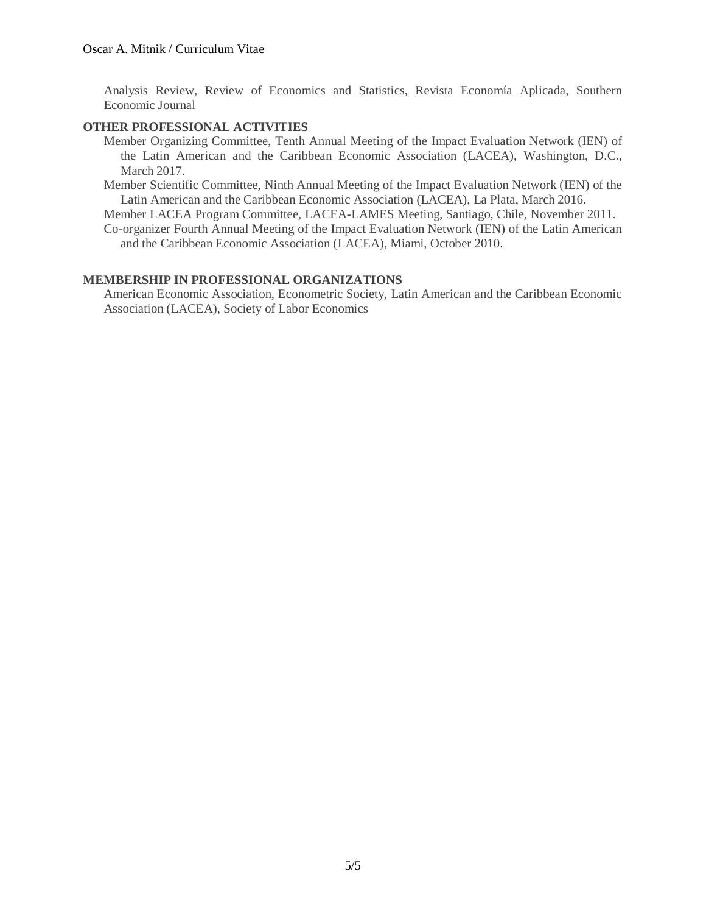Analysis Review, Review of Economics and Statistics, Revista Economía Aplicada, Southern Economic Journal

## OTHER PROFESSIONAL ACTIVITIES

Member Organizing Committee, Tenth Annual Meeting of the Impact Evaluation Network (IEN) of the Latin American and the Caribbean Economic Association (LACEA), Washington, D.C., March 2017.

Member Scientific Committee, Ninth Annual Meeting of the Impact Evaluation Network (IEN) of the Latin American and the Caribbean Economic Association (LACEA), La Plata, March 2016.

Member LACEA Program Committee, LACEA-LAMES Meeting, Santiago, Chile, November 2011.

Co-organizer Fourth Annual Meeting of the Impact Evaluation Network (IEN) of the Latin American and the Caribbean Economic Association (LACEA), Miami, October 2010.

## MEMBERSHIP IN PROFESSIONAL ORGANIZATIONS

American Economic Association, Econometric Society, Latin American and the Caribbean Economic Association (LACEA), Society of Labor Economics